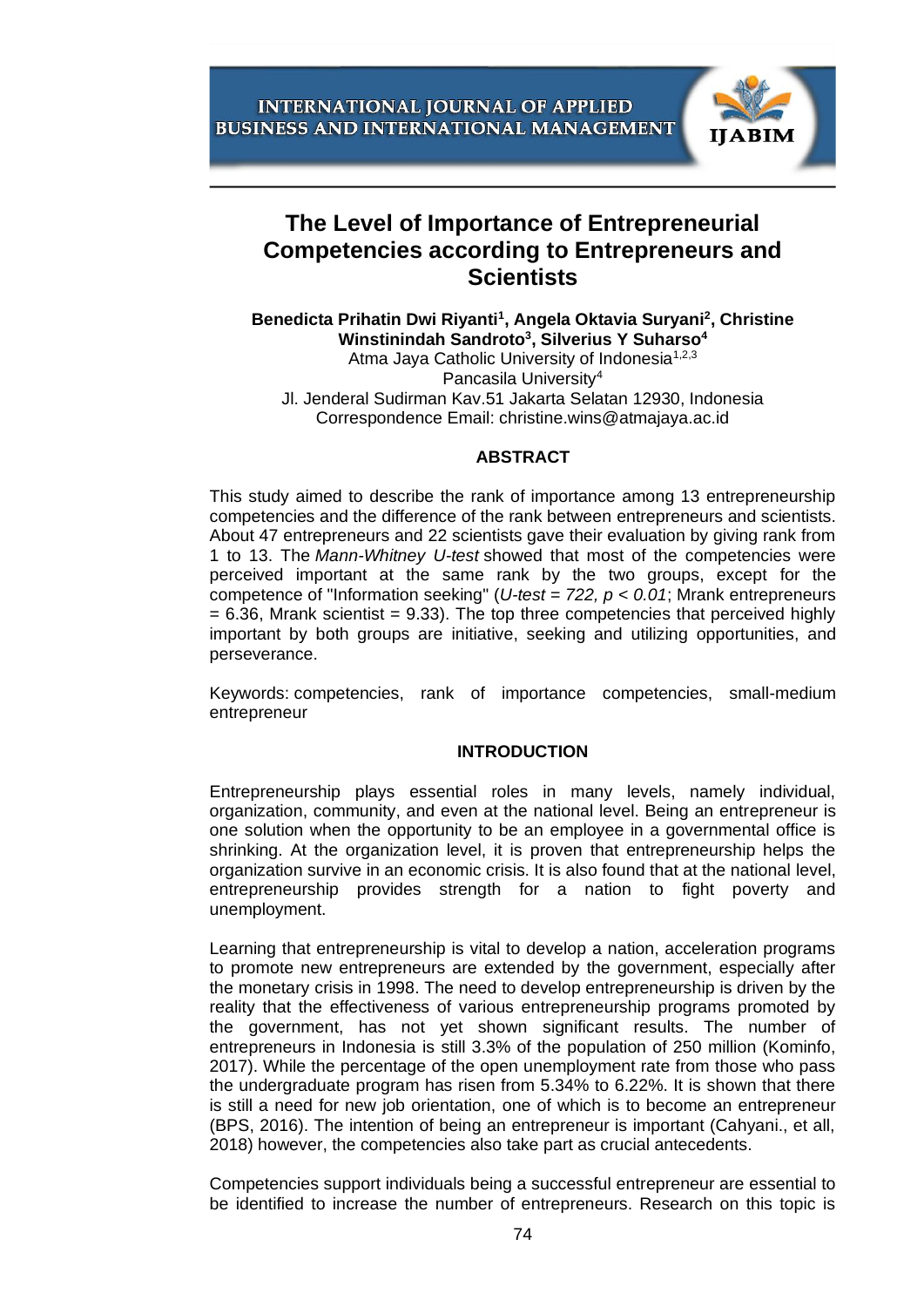# The Level of Importance of Entrepreneurial Competencies according to Entrepreneurs and Scientists

**Benedicta Prihatin Dwi Riyanti[1], Angela Oktavia Suryani[2], Christine Winstinindah Sandroto[3], Silverius Y Suharso[4]**

Atma Jaya Catholic University of Indonesia[1,2,3]
Pancasila University[4]
Jl. Jenderal Sudirman Kav.51 Jakarta Selatan 12930, Indonesia
Correspondence Email: christine.wins@atmajaya.ac.id

## ABSTRACT

This study aimed to describe the rank of importance among 13 entrepreneurship competencies and the difference of the rank between entrepreneurs and scientists. About 47 entrepreneurs and 22 scientists gave their evaluation by giving rank from 1 to 13. The *Mann-Whitney U-test* showed that most of the competencies were perceived important at the same rank by the two groups, except for the competence of "Information seeking" (*U-test = 722, $p < 0.01$*; Mrank entrepreneurs = 6.36, Mrank scientist = 9.33). The top three competencies that perceived highly important by both groups are initiative, seeking and utilizing opportunities, and perseverance.

Keywords: competencies, rank of importance competencies, small-medium entrepreneur

## INTRODUCTION

Entrepreneurship plays essential roles in many levels, namely individual, organization, community, and even at the national level. Being an entrepreneur is one solution when the opportunity to be an employee in a governmental office is shrinking. At the organization level, it is proven that entrepreneurship helps the organization survive in an economic crisis. It is also found that at the national level, entrepreneurship provides strength for a nation to fight poverty and unemployment.

Learning that entrepreneurship is vital to develop a nation, acceleration programs to promote new entrepreneurs are extended by the government, especially after the monetary crisis in 1998. The need to develop entrepreneurship is driven by the reality that the effectiveness of various entrepreneurship programs promoted by the government, has not yet shown significant results. The number of entrepreneurs in Indonesia is still 3.3% of the population of 250 million (Kominfo, 2017). While the percentage of the open unemployment rate from those who pass the undergraduate program has risen from 5.34% to 6.22%. It is shown that there is still a need for new job orientation, one of which is to become an entrepreneur (BPS, 2016). The intention of being an entrepreneur is important (Cahyani., et all, 2018) however, the competencies also take part as crucial antecedents.

Competencies support individuals being a successful entrepreneur are essential to be identified to increase the number of entrepreneurs. Research on this topic is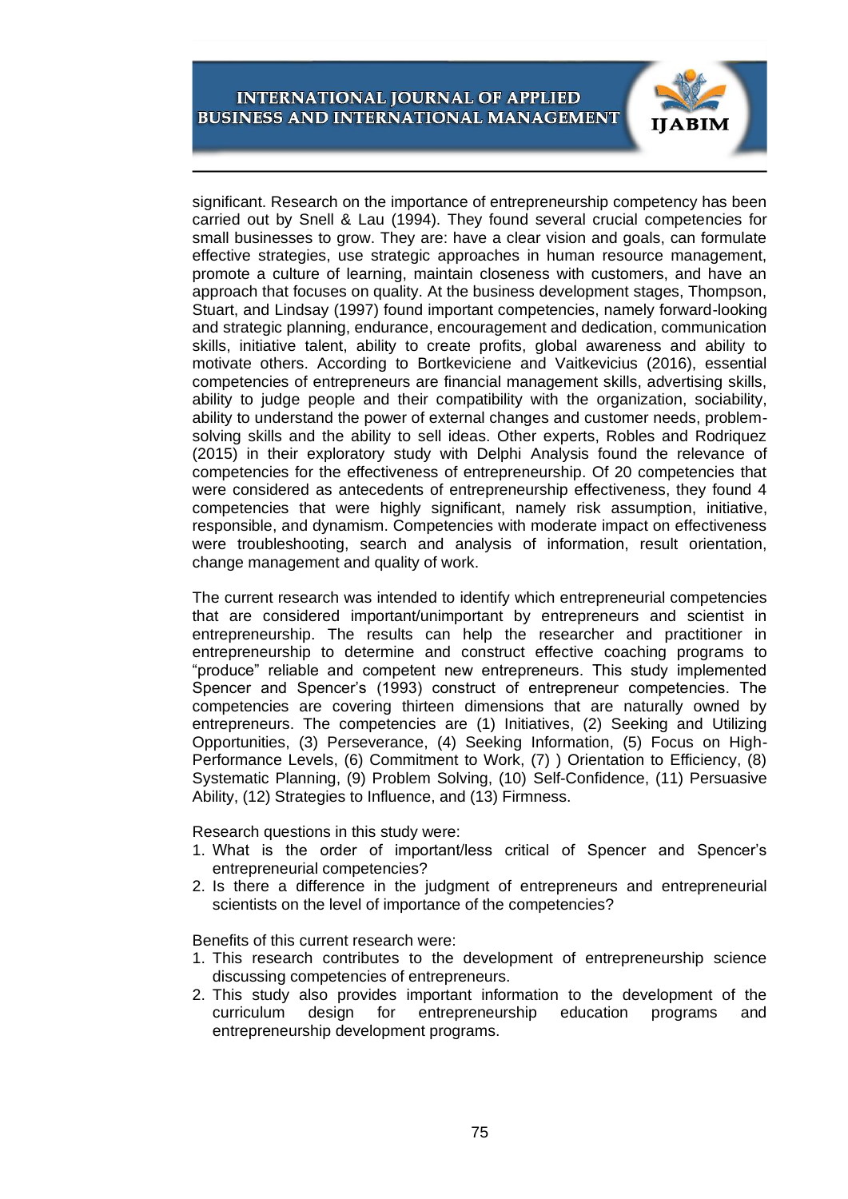significant. Research on the importance of entrepreneurship competency has been carried out by Snell & Lau (1994). They found several crucial competencies for small businesses to grow. They are: have a clear vision and goals, can formulate effective strategies, use strategic approaches in human resource management, promote a culture of learning, maintain closeness with customers, and have an approach that focuses on quality. At the business development stages, Thompson, Stuart, and Lindsay (1997) found important competencies, namely forward-looking and strategic planning, endurance, encouragement and dedication, communication skills, initiative talent, ability to create profits, global awareness and ability to motivate others. According to Bortkeviciene and Vaitkevicius (2016), essential competencies of entrepreneurs are financial management skills, advertising skills, ability to judge people and their compatibility with the organization, sociability, ability to understand the power of external changes and customer needs, problem-solving skills and the ability to sell ideas. Other experts, Robles and Rodriquez (2015) in their exploratory study with Delphi Analysis found the relevance of competencies for the effectiveness of entrepreneurship. Of 20 competencies that were considered as antecedents of entrepreneurship effectiveness, they found 4 competencies that were highly significant, namely risk assumption, initiative, responsible, and dynamism. Competencies with moderate impact on effectiveness were troubleshooting, search and analysis of information, result orientation, change management and quality of work.

The current research was intended to identify which entrepreneurial competencies that are considered important/unimportant by entrepreneurs and scientist in entrepreneurship. The results can help the researcher and practitioner in entrepreneurship to determine and construct effective coaching programs to "produce" reliable and competent new entrepreneurs. This study implemented Spencer and Spencer's (1993) construct of entrepreneur competencies. The competencies are covering thirteen dimensions that are naturally owned by entrepreneurs. The competencies are (1) Initiatives, (2) Seeking and Utilizing Opportunities, (3) Perseverance, (4) Seeking Information, (5) Focus on High-Performance Levels, (6) Commitment to Work, (7) ) Orientation to Efficiency, (8) Systematic Planning, (9) Problem Solving, (10) Self-Confidence, (11) Persuasive Ability, (12) Strategies to Influence, and (13) Firmness.

Research questions in this study were:

1. What is the order of important/less critical of Spencer and Spencer's entrepreneurial competencies?
2. Is there a difference in the judgment of entrepreneurs and entrepreneurial scientists on the level of importance of the competencies?

Benefits of this current research were:

1. This research contributes to the development of entrepreneurship science discussing competencies of entrepreneurs.
2. This study also provides important information to the development of the curriculum design for entrepreneurship education programs and entrepreneurship development programs.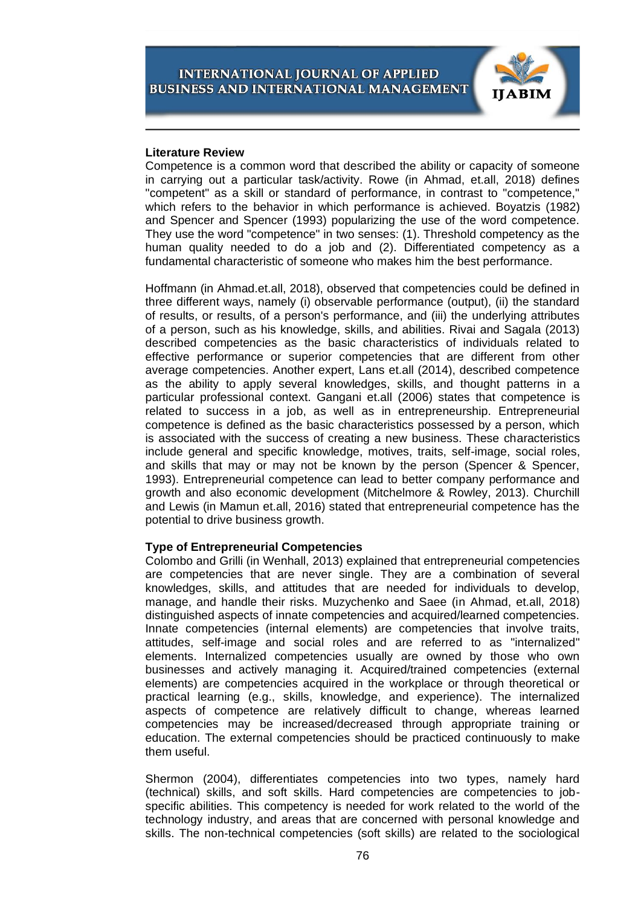**Literature Review**

Competence is a common word that described the ability or capacity of someone in carrying out a particular task/activity. Rowe (in Ahmad, et.all, 2018) defines "competent" as a skill or standard of performance, in contrast to "competence," which refers to the behavior in which performance is achieved. Boyatzis (1982) and Spencer and Spencer (1993) popularizing the use of the word competence. They use the word "competence" in two senses: (1). Threshold competency as the human quality needed to do a job and (2). Differentiated competency as a fundamental characteristic of someone who makes him the best performance.

Hoffmann (in Ahmad.et.all, 2018), observed that competencies could be defined in three different ways, namely (i) observable performance (output), (ii) the standard of results, or results, of a person's performance, and (iii) the underlying attributes of a person, such as his knowledge, skills, and abilities. Rivai and Sagala (2013) described competencies as the basic characteristics of individuals related to effective performance or superior competencies that are different from other average competencies. Another expert, Lans et.all (2014), described competence as the ability to apply several knowledges, skills, and thought patterns in a particular professional context. Gangani et.all (2006) states that competence is related to success in a job, as well as in entrepreneurship. Entrepreneurial competence is defined as the basic characteristics possessed by a person, which is associated with the success of creating a new business. These characteristics include general and specific knowledge, motives, traits, self-image, social roles, and skills that may or may not be known by the person (Spencer & Spencer, 1993). Entrepreneurial competence can lead to better company performance and growth and also economic development (Mitchelmore & Rowley, 2013). Churchill and Lewis (in Mamun et.all, 2016) stated that entrepreneurial competence has the potential to drive business growth.

**Type of Entrepreneurial Competencies**

Colombo and Grilli (in Wenhall, 2013) explained that entrepreneurial competencies are competencies that are never single. They are a combination of several knowledges, skills, and attitudes that are needed for individuals to develop, manage, and handle their risks. Muzychenko and Saee (in Ahmad, et.all, 2018) distinguished aspects of innate competencies and acquired/learned competencies. Innate competencies (internal elements) are competencies that involve traits, attitudes, self-image and social roles and are referred to as "internalized" elements. Internalized competencies usually are owned by those who own businesses and actively managing it. Acquired/trained competencies (external elements) are competencies acquired in the workplace or through theoretical or practical learning (e.g., skills, knowledge, and experience). The internalized aspects of competence are relatively difficult to change, whereas learned competencies may be increased/decreased through appropriate training or education. The external competencies should be practiced continuously to make them useful.

Shermon (2004), differentiates competencies into two types, namely hard (technical) skills, and soft skills. Hard competencies are competencies to job-specific abilities. This competency is needed for work related to the world of the technology industry, and areas that are concerned with personal knowledge and skills. The non-technical competencies (soft skills) are related to the sociological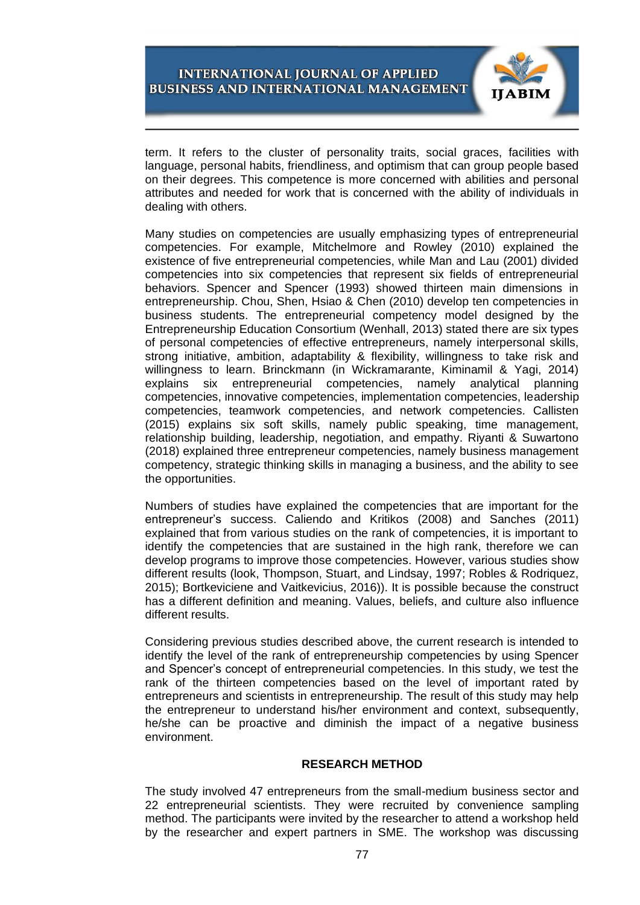term. It refers to the cluster of personality traits, social graces, facilities with language, personal habits, friendliness, and optimism that can group people based on their degrees. This competence is more concerned with abilities and personal attributes and needed for work that is concerned with the ability of individuals in dealing with others.

Many studies on competencies are usually emphasizing types of entrepreneurial competencies. For example, Mitchelmore and Rowley (2010) explained the existence of five entrepreneurial competencies, while Man and Lau (2001) divided competencies into six competencies that represent six fields of entrepreneurial behaviors. Spencer and Spencer (1993) showed thirteen main dimensions in entrepreneurship. Chou, Shen, Hsiao & Chen (2010) develop ten competencies in business students. The entrepreneurial competency model designed by the Entrepreneurship Education Consortium (Wenhall, 2013) stated there are six types of personal competencies of effective entrepreneurs, namely interpersonal skills, strong initiative, ambition, adaptability & flexibility, willingness to take risk and willingness to learn. Brinckmann (in Wickramarante, Kiminamil & Yagi, 2014) explains six entrepreneurial competencies, namely analytical planning competencies, innovative competencies, implementation competencies, leadership competencies, teamwork competencies, and network competencies. Callisten (2015) explains six soft skills, namely public speaking, time management, relationship building, leadership, negotiation, and empathy. Riyanti & Suwartono (2018) explained three entrepreneur competencies, namely business management competency, strategic thinking skills in managing a business, and the ability to see the opportunities.

Numbers of studies have explained the competencies that are important for the entrepreneur's success. Caliendo and Kritikos (2008) and Sanches (2011) explained that from various studies on the rank of competencies, it is important to identify the competencies that are sustained in the high rank, therefore we can develop programs to improve those competencies. However, various studies show different results (look, Thompson, Stuart, and Lindsay, 1997; Robles & Rodriquez, 2015); Bortkeviciene and Vaitkevicius, 2016)). It is possible because the construct has a different definition and meaning. Values, beliefs, and culture also influence different results.

Considering previous studies described above, the current research is intended to identify the level of the rank of entrepreneurship competencies by using Spencer and Spencer's concept of entrepreneurial competencies. In this study, we test the rank of the thirteen competencies based on the level of important rated by entrepreneurs and scientists in entrepreneurship. The result of this study may help the entrepreneur to understand his/her environment and context, subsequently, he/she can be proactive and diminish the impact of a negative business environment.

## RESEARCH METHOD

The study involved 47 entrepreneurs from the small-medium business sector and 22 entrepreneurial scientists. They were recruited by convenience sampling method. The participants were invited by the researcher to attend a workshop held by the researcher and expert partners in SME. The workshop was discussing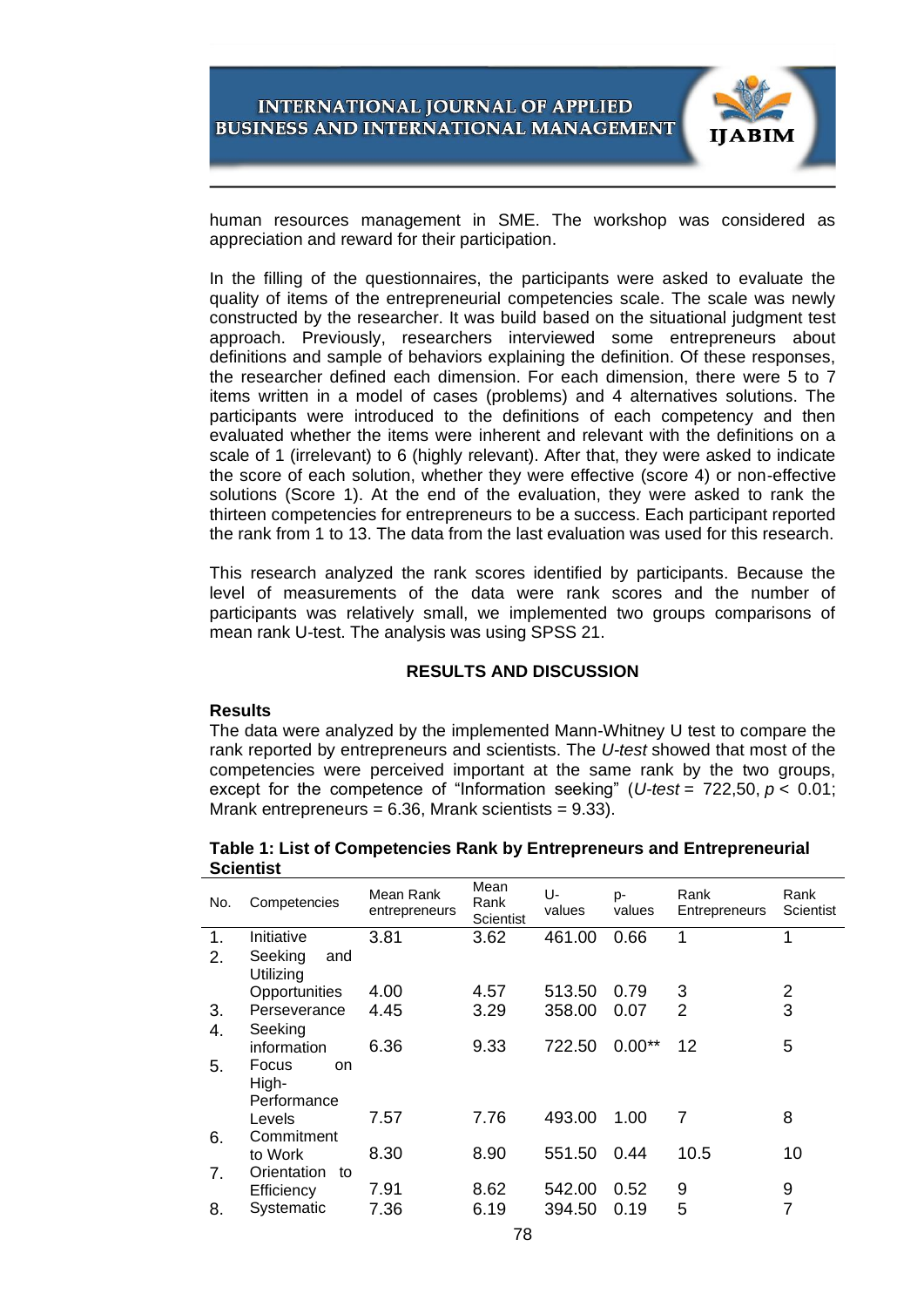human resources management in SME. The workshop was considered as appreciation and reward for their participation.

In the filling of the questionnaires, the participants were asked to evaluate the quality of items of the entrepreneurial competencies scale. The scale was newly constructed by the researcher. It was build based on the situational judgment test approach. Previously, researchers interviewed some entrepreneurs about definitions and sample of behaviors explaining the definition. Of these responses, the researcher defined each dimension. For each dimension, there were 5 to 7 items written in a model of cases (problems) and 4 alternatives solutions. The participants were introduced to the definitions of each competency and then evaluated whether the items were inherent and relevant with the definitions on a scale of 1 (irrelevant) to 6 (highly relevant). After that, they were asked to indicate the score of each solution, whether they were effective (score 4) or non-effective solutions (Score 1). At the end of the evaluation, they were asked to rank the thirteen competencies for entrepreneurs to be a success. Each participant reported the rank from 1 to 13. The data from the last evaluation was used for this research.

This research analyzed the rank scores identified by participants. Because the level of measurements of the data were rank scores and the number of participants was relatively small, we implemented two groups comparisons of mean rank U-test. The analysis was using SPSS 21.

## RESULTS AND DISCUSSION

### Results

The data were analyzed by the implemented Mann-Whitney U test to compare the rank reported by entrepreneurs and scientists. The *U-test* showed that most of the competencies were perceived important at the same rank by the two groups, except for the competence of "Information seeking" (*U-test* = 722,50, $p < 0.01$; Mrank entrepreneurs = 6.36, Mrank scientists = 9.33).

**Table 1: List of Competencies Rank by Entrepreneurs and Entrepreneurial Scientist**

| No. | Competencies | Mean Rank entrepreneurs | Mean Rank Scientist | U-values | p-values | Rank Entrepreneurs | Rank Scientist |
|---|---|---|---|---|---|---|---|
| 1. | Initiative | 3.81 | 3.62 | 461.00 | 0.66 | 1 | 1 |
| 2. | Seeking and Utilizing Opportunities | 4.00 | 4.57 | 513.50 | 0.79 | 3 | 2 |
| 3. | Perseverance | 4.45 | 3.29 | 358.00 | 0.07 | 2 | 3 |
| 4. | Seeking information | 6.36 | 9.33 | 722.50 | 0.00** | 12 | 5 |
| 5. | Focus on High-Performance Levels | 7.57 | 7.76 | 493.00 | 1.00 | 7 | 8 |
| 6. | Commitment to Work | 8.30 | 8.90 | 551.50 | 0.44 | 10.5 | 10 |
| 7. | Orientation to Efficiency | 7.91 | 8.62 | 542.00 | 0.52 | 9 | 9 |
| 8. | Systematic | 7.36 | 6.19 | 394.50 | 0.19 | 5 | 7 |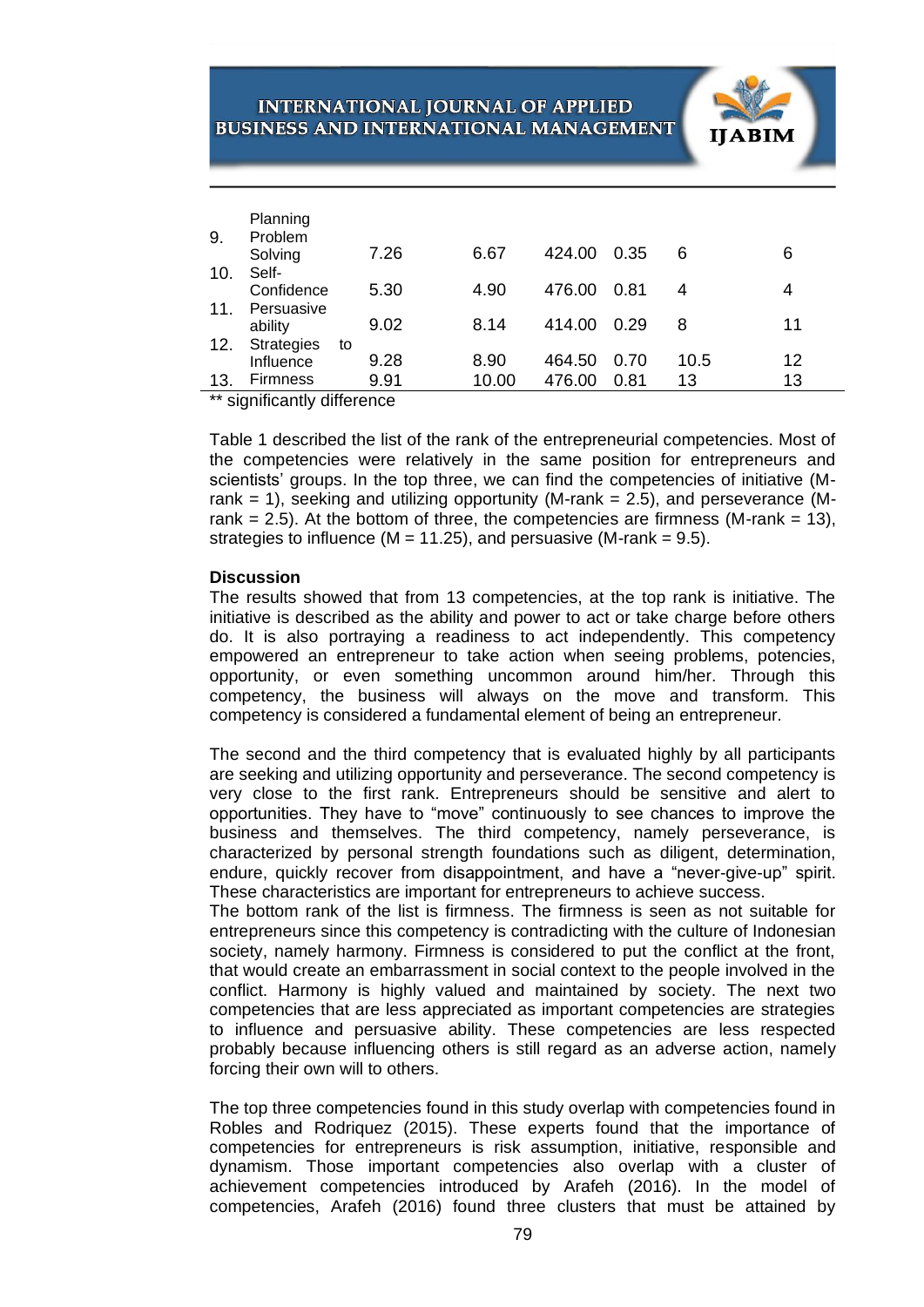| | | | | | | | |
|---|---|---|---|---|---|---|---|
| | Planning | | | | | | |
| 9. | Problem Solving | 7.26 | 6.67 | 424.00 | 0.35 | 6 | 6 |
| 10. | Self-Confidence | 5.30 | 4.90 | 476.00 | 0.81 | 4 | 4 |
| 11. | Persuasive ability | 9.02 | 8.14 | 414.00 | 0.29 | 8 | 11 |
| 12. | Strategies to Influence | 9.28 | 8.90 | 464.50 | 0.70 | 10.5 | 12 |
| 13. | Firmness | 9.91 | 10.00 | 476.00 | 0.81 | 13 | 13 |

** significantly difference

Table 1 described the list of the rank of the entrepreneurial competencies. Most of the competencies were relatively in the same position for entrepreneurs and scientists' groups. In the top three, we can find the competencies of initiative (M-rank = 1), seeking and utilizing opportunity (M-rank = 2.5), and perseverance (M-rank = 2.5). At the bottom of three, the competencies are firmness (M-rank = 13), strategies to influence (M = 11.25), and persuasive (M-rank = 9.5).

**Discussion**

The results showed that from 13 competencies, at the top rank is initiative. The initiative is described as the ability and power to act or take charge before others do. It is also portraying a readiness to act independently. This competency empowered an entrepreneur to take action when seeing problems, potencies, opportunity, or even something uncommon around him/her. Through this competency, the business will always on the move and transform. This competency is considered a fundamental element of being an entrepreneur.

The second and the third competency that is evaluated highly by all participants are seeking and utilizing opportunity and perseverance. The second competency is very close to the first rank. Entrepreneurs should be sensitive and alert to opportunities. They have to "move" continuously to see chances to improve the business and themselves. The third competency, namely perseverance, is characterized by personal strength foundations such as diligent, determination, endure, quickly recover from disappointment, and have a "never-give-up" spirit. These characteristics are important for entrepreneurs to achieve success.

The bottom rank of the list is firmness. The firmness is seen as not suitable for entrepreneurs since this competency is contradicting with the culture of Indonesian society, namely harmony. Firmness is considered to put the conflict at the front, that would create an embarrassment in social context to the people involved in the conflict. Harmony is highly valued and maintained by society. The next two competencies that are less appreciated as important competencies are strategies to influence and persuasive ability. These competencies are less respected probably because influencing others is still regard as an adverse action, namely forcing their own will to others.

The top three competencies found in this study overlap with competencies found in Robles and Rodriquez (2015). These experts found that the importance of competencies for entrepreneurs is risk assumption, initiative, responsible and dynamism. Those important competencies also overlap with a cluster of achievement competencies introduced by Arafeh (2016). In the model of competencies, Arafeh (2016) found three clusters that must be attained by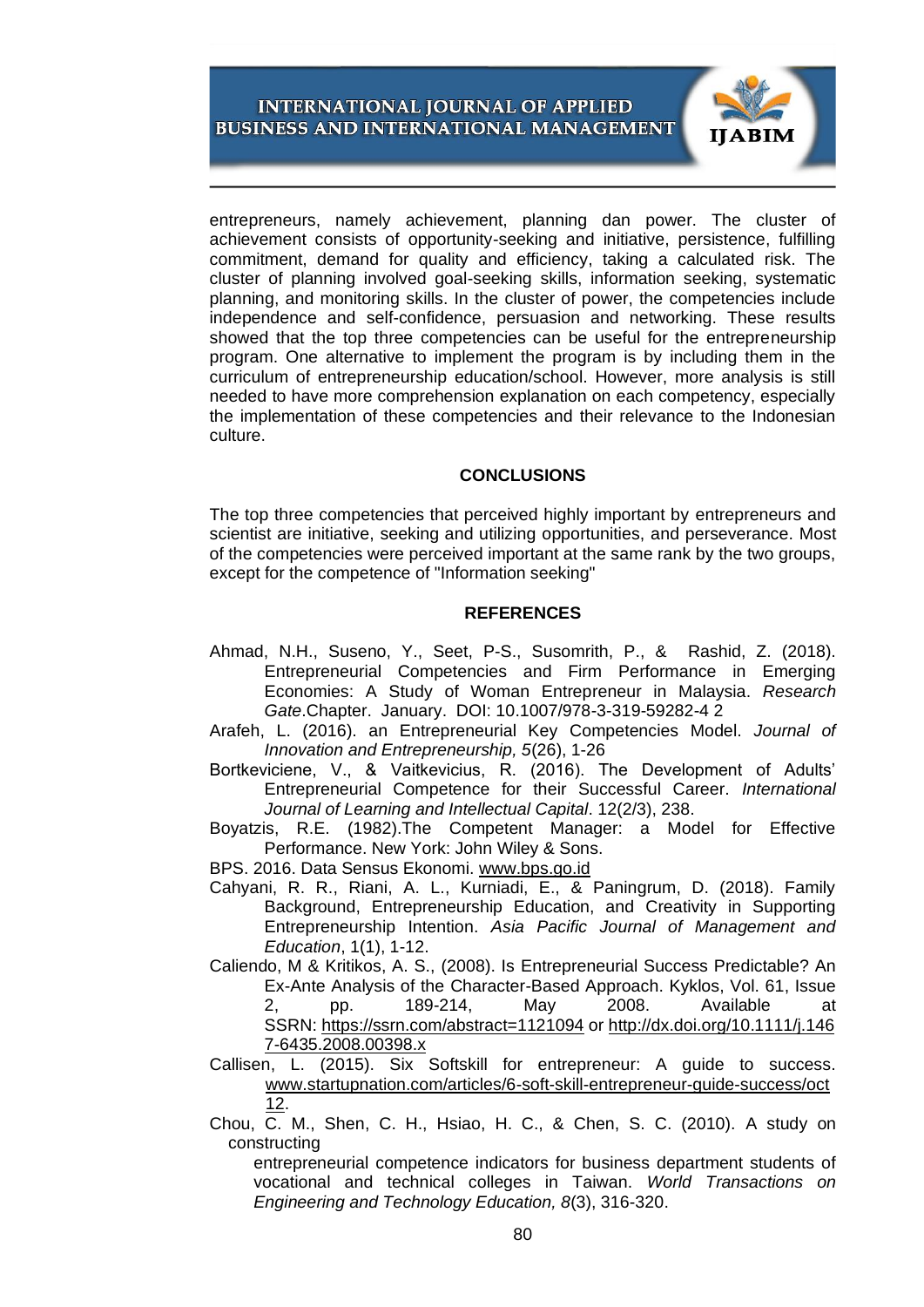entrepreneurs, namely achievement, planning dan power. The cluster of achievement consists of opportunity-seeking and initiative, persistence, fulfilling commitment, demand for quality and efficiency, taking a calculated risk. The cluster of planning involved goal-seeking skills, information seeking, systematic planning, and monitoring skills. In the cluster of power, the competencies include independence and self-confidence, persuasion and networking. These results showed that the top three competencies can be useful for the entrepreneurship program. One alternative to implement the program is by including them in the curriculum of entrepreneurship education/school. However, more analysis is still needed to have more comprehension explanation on each competency, especially the implementation of these competencies and their relevance to the Indonesian culture.

## CONCLUSIONS

The top three competencies that perceived highly important by entrepreneurs and scientist are initiative, seeking and utilizing opportunities, and perseverance. Most of the competencies were perceived important at the same rank by the two groups, except for the competence of "Information seeking"

## REFERENCES

Ahmad, N.H., Suseno, Y., Seet, P-S., Susomrith, P., & Rashid, Z. (2018). Entrepreneurial Competencies and Firm Performance in Emerging Economies: A Study of Woman Entrepreneur in Malaysia. *Research Gate*.Chapter. January. DOI: 10.1007/978-3-319-59282-4 2

Arafeh, L. (2016). an Entrepreneurial Key Competencies Model. *Journal of Innovation and Entrepreneurship, 5*(26), 1-26

Bortkeviciene, V., & Vaitkevicius, R. (2016). The Development of Adults' Entrepreneurial Competence for their Successful Career. *International Journal of Learning and Intellectual Capital*. 12(2/3), 238.

Boyatzis, R.E. (1982).The Competent Manager: a Model for Effective Performance. New York: John Wiley & Sons.

BPS. 2016. Data Sensus Ekonomi. www.bps.go.id

Cahyani, R. R., Riani, A. L., Kurniadi, E., & Paningrum, D. (2018). Family Background, Entrepreneurship Education, and Creativity in Supporting Entrepreneurship Intention. *Asia Pacific Journal of Management and Education*, 1(1), 1-12.

Caliendo, M & Kritikos, A. S., (2008). Is Entrepreneurial Success Predictable? An Ex-Ante Analysis of the Character-Based Approach. Kyklos, Vol. 61, Issue 2, pp. 189-214, May 2008. Available at SSRN: https://ssrn.com/abstract=1121094 or http://dx.doi.org/10.1111/j.1467-6435.2008.00398.x

Callisen, L. (2015). Six Softskill for entrepreneur: A guide to success. www.startupnation.com/articles/6-soft-skill-entrepreneur-guide-success/oct12.

Chou, C. M., Shen, C. H., Hsiao, H. C., & Chen, S. C. (2010). A study on constructing entrepreneurial competence indicators for business department students of vocational and technical colleges in Taiwan. *World Transactions on Engineering and Technology Education, 8*(3), 316-320.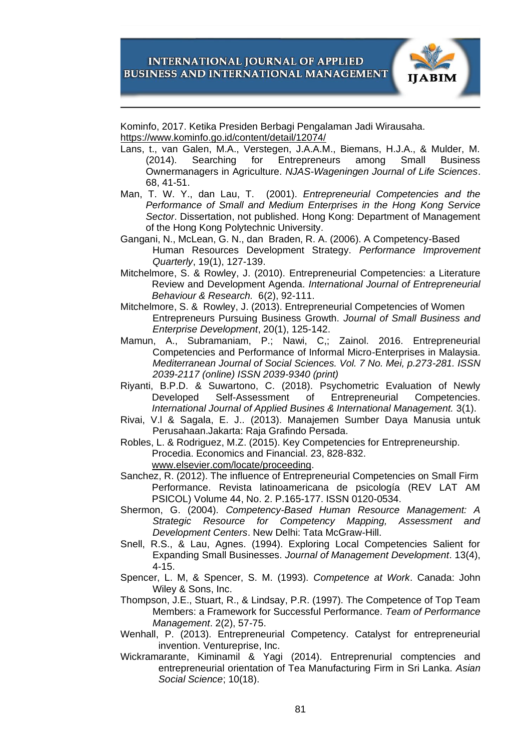Kominfo, 2017. Ketika Presiden Berbagi Pengalaman Jadi Wirausaha. https://www.kominfo.go.id/content/detail/12074/

Lans, t., van Galen, M.A., Verstegen, J.A.A.M., Biemans, H.J.A., & Mulder, M. (2014). Searching for Entrepreneurs among Small Business Ownermanagers in Agriculture. *NJAS-Wageningen Journal of Life Sciences*. 68, 41-51.

Man, T. W. Y., dan Lau, T. (2001). *Entrepreneurial Competencies and the Performance of Small and Medium Enterprises in the Hong Kong Service Sector*. Dissertation, not published. Hong Kong: Department of Management of the Hong Kong Polytechnic University.

Gangani, N., McLean, G. N., dan Braden, R. A. (2006). A Competency-Based Human Resources Development Strategy. *Performance Improvement Quarterly*, 19(1), 127-139.

Mitchelmore, S. & Rowley, J. (2010). Entrepreneurial Competencies: a Literature Review and Development Agenda. *International Journal of Entrepreneurial Behaviour & Research.* 6(2), 92-111.

Mitchelmore, S. & Rowley, J. (2013). Entrepreneurial Competencies of Women Entrepreneurs Pursuing Business Growth. *Journal of Small Business and Enterprise Development*, 20(1), 125-142.

Mamun, A., Subramaniam, P.; Nawi, C,; Zainol. 2016. Entrepreneurial Competencies and Performance of Informal Micro-Enterprises in Malaysia. *Mediterranean Journal of Social Sciences. Vol. 7 No. Mei, p.273-281. ISSN 2039-2117 (online) ISSN 2039-9340 (print)*

Riyanti, B.P.D. & Suwartono, C. (2018). Psychometric Evaluation of Newly Developed Self-Assessment of Entrepreneurial Competencies. *International Journal of Applied Busines & International Management.* 3(1).

Rivai, V.l & Sagala, E. J.. (2013). Manajemen Sumber Daya Manusia untuk Perusahaan.Jakarta: Raja Grafindo Persada.

Robles, L. & Rodriguez, M.Z. (2015). Key Competencies for Entrepreneurship. Procedia. Economics and Financial. 23, 828-832. www.elsevier.com/locate/proceeding.

Sanchez, R. (2012). The influence of Entrepreneurial Competencies on Small Firm Performance. Revista latinoamericana de psicología (REV LAT AM PSICOL) Volume 44, No. 2. P.165-177. ISSN 0120-0534.

Shermon, G. (2004). *Competency-Based Human Resource Management: A Strategic Resource for Competency Mapping, Assessment and Development Centers*. New Delhi: Tata McGraw-Hill.

Snell, R.S., & Lau, Agnes. (1994). Exploring Local Competencies Salient for Expanding Small Businesses. *Journal of Management Development*. 13(4), 4-15.

Spencer, L. M, & Spencer, S. M. (1993). *Competence at Work*. Canada: John Wiley & Sons, Inc.

Thompson, J.E., Stuart, R., & Lindsay, P.R. (1997). The Competence of Top Team Members: a Framework for Successful Performance. *Team of Performance Management*. 2(2), 57-75.

Wenhall, P. (2013). Entrepreneurial Competency. Catalyst for entrepreneurial invention. Ventureprise, Inc.

Wickramarante, Kiminamil & Yagi (2014). Entreprenurial comptencies and entrepreneurial orientation of Tea Manufacturing Firm in Sri Lanka. *Asian Social Science*; 10(18).